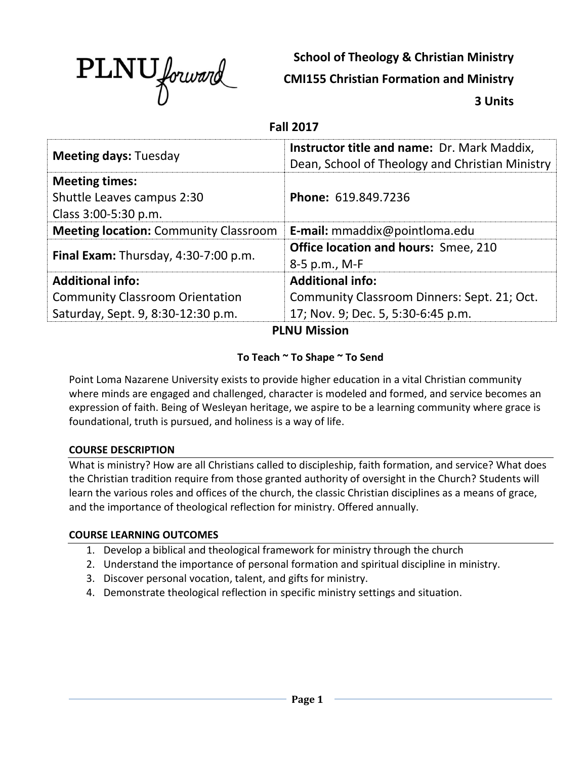PLNU forward

**School of Theology & Christian Ministry**

**CMI155 Christian Formation and Ministry**

**3 Units**

**Fall 2017**

| **Meeting days:** Tuesday | **Instructor title and name:** Dr. Mark Maddix, Dean, School of Theology and Christian Ministry |
|---|---|
| **Meeting times:** Shuttle Leaves campus 2:30 Class 3:00-5:30 p.m. | **Phone:** 619.849.7236 |
| **Meeting location:** Community Classroom | **E-mail:** mmaddix@pointloma.edu |
| **Final Exam:** Thursday, 4:30-7:00 p.m. | **Office location and hours:** Smee, 210 8-5 p.m., M-F |
| **Additional info:** Community Classroom Orientation Saturday, Sept. 9, 8:30-12:30 p.m. | **Additional info:** Community Classroom Dinners: Sept. 21; Oct. 17; Nov. 9; Dec. 5, 5:30-6:45 p.m. |

## PLNU Mission

**To Teach ~ To Shape ~ To Send**

Point Loma Nazarene University exists to provide higher education in a vital Christian community where minds are engaged and challenged, character is modeled and formed, and service becomes an expression of faith. Being of Wesleyan heritage, we aspire to be a learning community where grace is foundational, truth is pursued, and holiness is a way of life.

### COURSE DESCRIPTION

What is ministry? How are all Christians called to discipleship, faith formation, and service? What does the Christian tradition require from those granted authority of oversight in the Church? Students will learn the various roles and offices of the church, the classic Christian disciplines as a means of grace, and the importance of theological reflection for ministry. Offered annually.

### COURSE LEARNING OUTCOMES

1. Develop a biblical and theological framework for ministry through the church
2. Understand the importance of personal formation and spiritual discipline in ministry.
3. Discover personal vocation, talent, and gifts for ministry.
4. Demonstrate theological reflection in specific ministry settings and situation.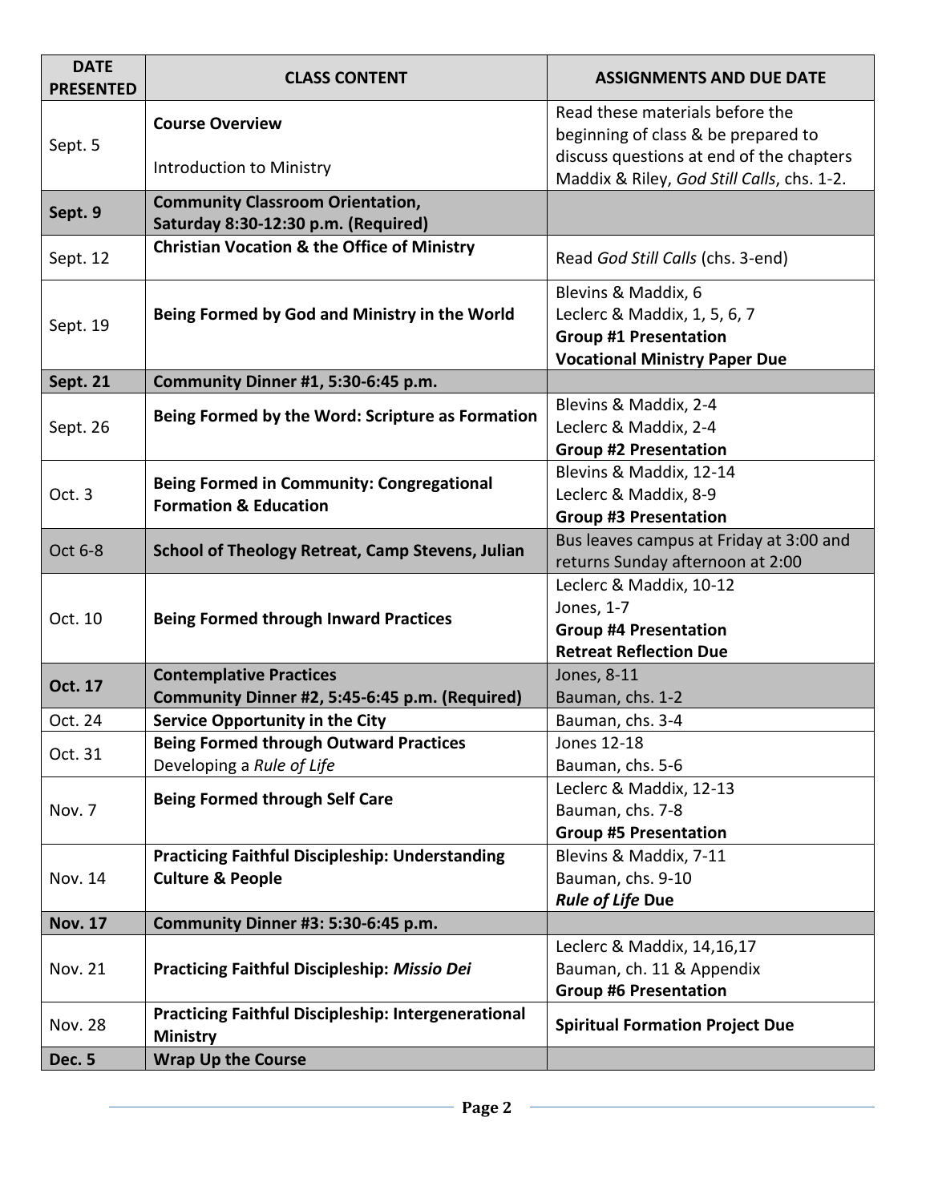| DATE PRESENTED | CLASS CONTENT | ASSIGNMENTS AND DUE DATE |
|---|---|---|
| Sept. 5 | **Course Overview**<br><br>Introduction to Ministry | Read these materials before the beginning of class & be prepared to discuss questions at end of the chapters Maddix & Riley, *God Still Calls*, chs. 1-2. |
| **Sept. 9** | **Community Classroom Orientation, Saturday 8:30-12:30 p.m. (Required)** | |
| Sept. 12 | **Christian Vocation & the Office of Ministry** | Read *God Still Calls* (chs. 3-end) |
| Sept. 19 | **Being Formed by God and Ministry in the World** | Blevins & Maddix, 6<br>Leclerc & Maddix, 1, 5, 6, 7<br>**Group #1 Presentation**<br>**Vocational Ministry Paper Due** |
| **Sept. 21** | **Community Dinner #1, 5:30-6:45 p.m.** | |
| Sept. 26 | **Being Formed by the Word: Scripture as Formation** | Blevins & Maddix, 2-4<br>Leclerc & Maddix, 2-4<br>**Group #2 Presentation** |
| Oct. 3 | **Being Formed in Community: Congregational Formation & Education** | Blevins & Maddix, 12-14<br>Leclerc & Maddix, 8-9<br>**Group #3 Presentation** |
| Oct 6-8 | **School of Theology Retreat, Camp Stevens, Julian** | Bus leaves campus at Friday at 3:00 and returns Sunday afternoon at 2:00 |
| Oct. 10 | **Being Formed through Inward Practices** | Leclerc & Maddix, 10-12<br>Jones, 1-7<br>**Group #4 Presentation**<br>**Retreat Reflection Due** |
| **Oct. 17** | **Contemplative Practices**<br>**Community Dinner #2, 5:45-6:45 p.m. (Required)** | Jones, 8-11<br>Bauman, chs. 1-2 |
| Oct. 24 | **Service Opportunity in the City** | Bauman, chs. 3-4 |
| Oct. 31 | **Being Formed through Outward Practices**<br>Developing a *Rule of Life* | Jones 12-18<br>Bauman, chs. 5-6 |
| Nov. 7 | **Being Formed through Self Care** | Leclerc & Maddix, 12-13<br>Bauman, chs. 7-8<br>**Group #5 Presentation** |
| Nov. 14 | **Practicing Faithful Discipleship: Understanding Culture & People** | Blevins & Maddix, 7-11<br>Bauman, chs. 9-10<br>***Rule of Life* Due** |
| **Nov. 17** | **Community Dinner #3: 5:30-6:45 p.m.** | |
| Nov. 21 | **Practicing Faithful Discipleship: *Missio Dei*** | Leclerc & Maddix, 14,16,17<br>Bauman, ch. 11 & Appendix<br>**Group #6 Presentation** |
| Nov. 28 | **Practicing Faithful Discipleship: Intergenerational Ministry** | **Spiritual Formation Project Due** |
| **Dec. 5** | **Wrap Up the Course** | |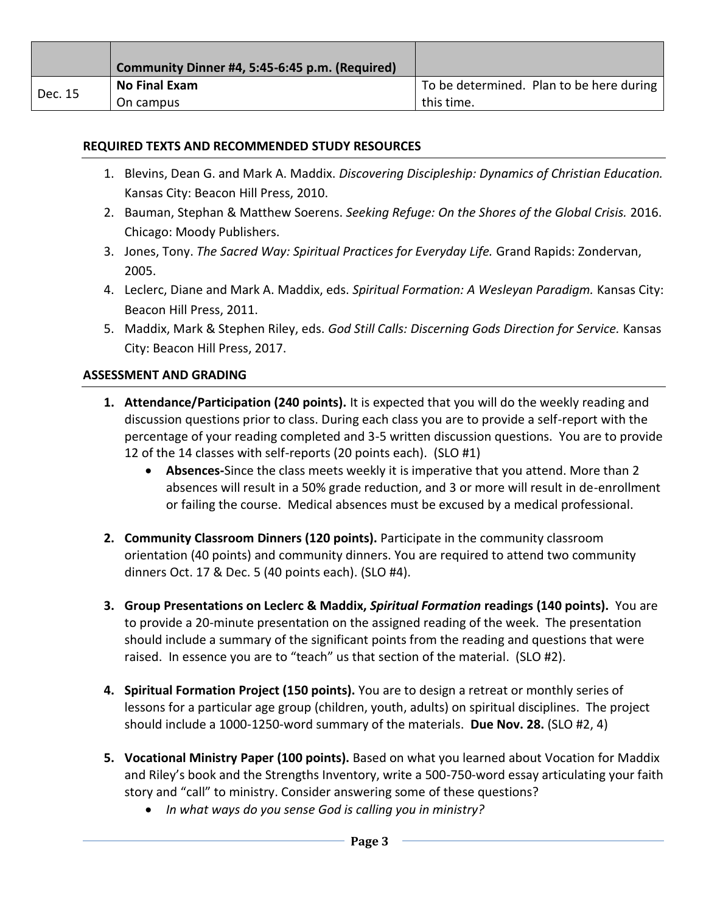|  |  |  |
| --- | --- | --- |
|  | **Community Dinner #4, 5:45-6:45 p.m. (Required)** |  |
| Dec. 15 | **No Final Exam**<br>On campus | To be determined. Plan to be here during this time. |

**REQUIRED TEXTS AND RECOMMENDED STUDY RESOURCES**

1. Blevins, Dean G. and Mark A. Maddix. *Discovering Discipleship: Dynamics of Christian Education.* Kansas City: Beacon Hill Press, 2010.
2. Bauman, Stephan & Matthew Soerens. *Seeking Refuge: On the Shores of the Global Crisis.* 2016. Chicago: Moody Publishers.
3. Jones, Tony. *The Sacred Way: Spiritual Practices for Everyday Life.* Grand Rapids: Zondervan, 2005.
4. Leclerc, Diane and Mark A. Maddix, eds. *Spiritual Formation: A Wesleyan Paradigm.* Kansas City: Beacon Hill Press, 2011.
5. Maddix, Mark & Stephen Riley, eds. *God Still Calls: Discerning Gods Direction for Service.* Kansas City: Beacon Hill Press, 2017.

**ASSESSMENT AND GRADING**

1. **Attendance/Participation (240 points).** It is expected that you will do the weekly reading and discussion questions prior to class. During each class you are to provide a self-report with the percentage of your reading completed and 3-5 written discussion questions. You are to provide 12 of the 14 classes with self-reports (20 points each). (SLO #1)
   - **Absences-**Since the class meets weekly it is imperative that you attend. More than 2 absences will result in a 50% grade reduction, and 3 or more will result in de-enrollment or failing the course. Medical absences must be excused by a medical professional.

2. **Community Classroom Dinners (120 points).** Participate in the community classroom orientation (40 points) and community dinners. You are required to attend two community dinners Oct. 17 & Dec. 5 (40 points each). (SLO #4).

3. **Group Presentations on Leclerc & Maddix, *Spiritual Formation* readings (140 points).** You are to provide a 20-minute presentation on the assigned reading of the week. The presentation should include a summary of the significant points from the reading and questions that were raised. In essence you are to "teach" us that section of the material. (SLO #2).

4. **Spiritual Formation Project (150 points).** You are to design a retreat or monthly series of lessons for a particular age group (children, youth, adults) on spiritual disciplines. The project should include a 1000-1250-word summary of the materials. **Due Nov. 28.** (SLO #2, 4)

5. **Vocational Ministry Paper (100 points).** Based on what you learned about Vocation for Maddix and Riley's book and the Strengths Inventory, write a 500-750-word essay articulating your faith story and "call" to ministry. Consider answering some of these questions?
   - *In what ways do you sense God is calling you in ministry?*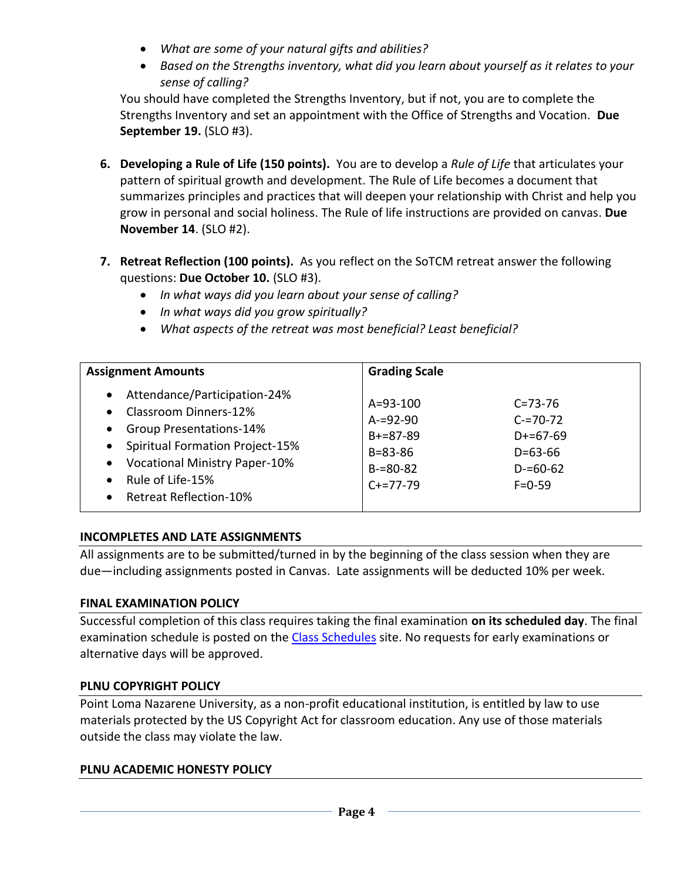- *What are some of your natural gifts and abilities?*
- *Based on the Strengths inventory, what did you learn about yourself as it relates to your sense of calling?*

You should have completed the Strengths Inventory, but if not, you are to complete the Strengths Inventory and set an appointment with the Office of Strengths and Vocation. **Due September 19.** (SLO #3).

6. **Developing a Rule of Life (150 points).** You are to develop a *Rule of Life* that articulates your pattern of spiritual growth and development. The Rule of Life becomes a document that summarizes principles and practices that will deepen your relationship with Christ and help you grow in personal and social holiness. The Rule of life instructions are provided on canvas. **Due November 14**. (SLO #2).

7. **Retreat Reflection (100 points).** As you reflect on the SoTCM retreat answer the following questions: **Due October 10.** (SLO #3).
   - *In what ways did you learn about your sense of calling?*
   - *In what ways did you grow spiritually?*
   - *What aspects of the retreat was most beneficial? Least beneficial?*

| Assignment Amounts | Grading Scale | |
|---|---|---|
| • Attendance/Participation-24%<br>• Classroom Dinners-12%<br>• Group Presentations-14%<br>• Spiritual Formation Project-15%<br>• Vocational Ministry Paper-10%<br>• Rule of Life-15%<br>• Retreat Reflection-10% | A=93-100<br>A-=92-90<br>B+=87-89<br>B=83-86<br>B-=80-82<br>C+=77-79 | C=73-76<br>C-=70-72<br>D+=67-69<br>D=63-66<br>D-=60-62<br>F=0-59 |

## INCOMPLETES AND LATE ASSIGNMENTS

All assignments are to be submitted/turned in by the beginning of the class session when they are due—including assignments posted in Canvas. Late assignments will be deducted 10% per week.

## FINAL EXAMINATION POLICY

Successful completion of this class requires taking the final examination **on its scheduled day**. The final examination schedule is posted on the Class Schedules site. No requests for early examinations or alternative days will be approved.

## PLNU COPYRIGHT POLICY

Point Loma Nazarene University, as a non-profit educational institution, is entitled by law to use materials protected by the US Copyright Act for classroom education. Any use of those materials outside the class may violate the law.

## PLNU ACADEMIC HONESTY POLICY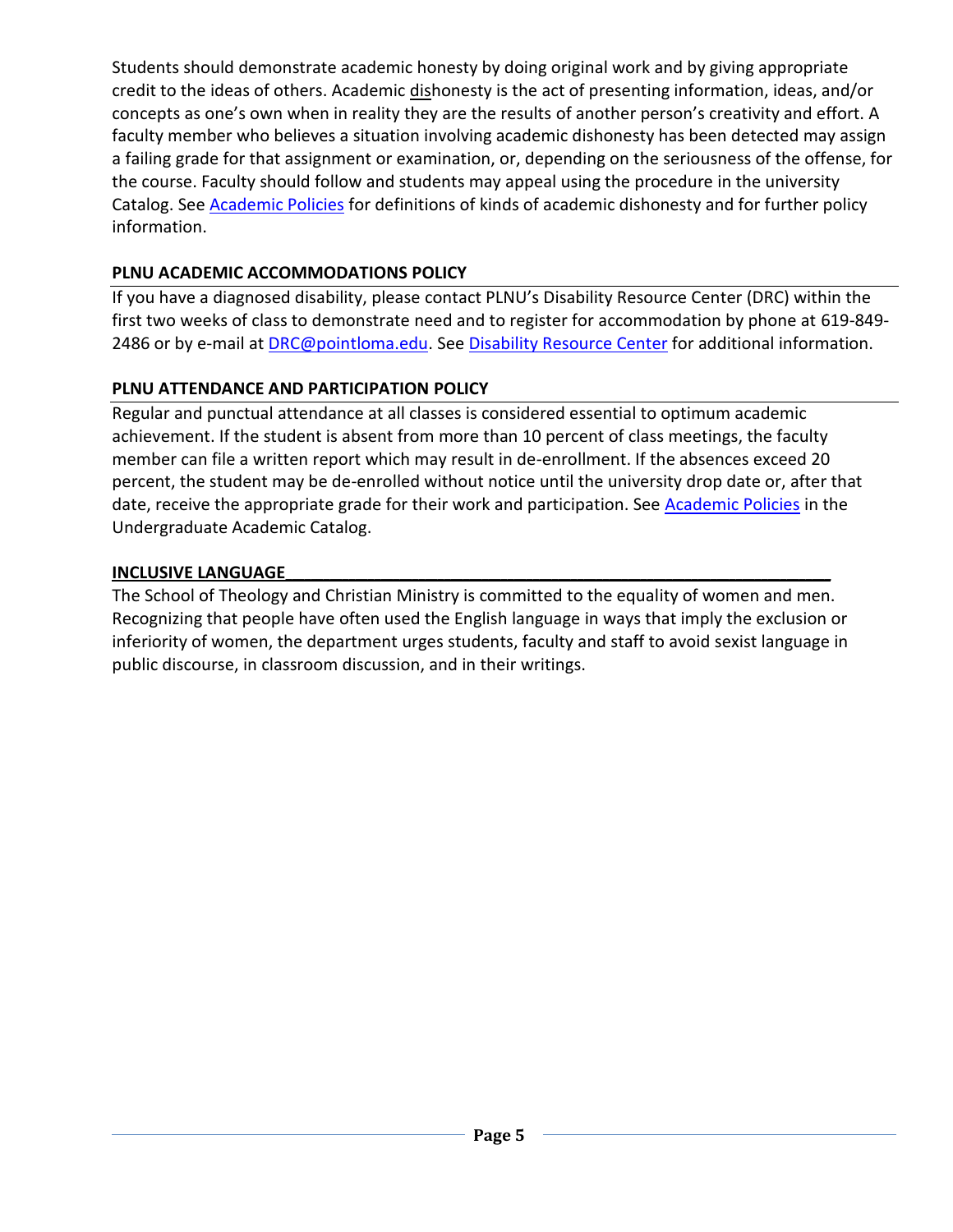Students should demonstrate academic honesty by doing original work and by giving appropriate credit to the ideas of others. Academic dishonesty is the act of presenting information, ideas, and/or concepts as one's own when in reality they are the results of another person's creativity and effort. A faculty member who believes a situation involving academic dishonesty has been detected may assign a failing grade for that assignment or examination, or, depending on the seriousness of the offense, for the course. Faculty should follow and students may appeal using the procedure in the university Catalog. See Academic Policies for definitions of kinds of academic dishonesty and for further policy information.

## PLNU ACADEMIC ACCOMMODATIONS POLICY

If you have a diagnosed disability, please contact PLNU's Disability Resource Center (DRC) within the first two weeks of class to demonstrate need and to register for accommodation by phone at 619-849-2486 or by e-mail at DRC@pointloma.edu. See Disability Resource Center for additional information.

## PLNU ATTENDANCE AND PARTICIPATION POLICY

Regular and punctual attendance at all classes is considered essential to optimum academic achievement. If the student is absent from more than 10 percent of class meetings, the faculty member can file a written report which may result in de-enrollment. If the absences exceed 20 percent, the student may be de-enrolled without notice until the university drop date or, after that date, receive the appropriate grade for their work and participation. See Academic Policies in the Undergraduate Academic Catalog.

## INCLUSIVE LANGUAGE

The School of Theology and Christian Ministry is committed to the equality of women and men. Recognizing that people have often used the English language in ways that imply the exclusion or inferiority of women, the department urges students, faculty and staff to avoid sexist language in public discourse, in classroom discussion, and in their writings.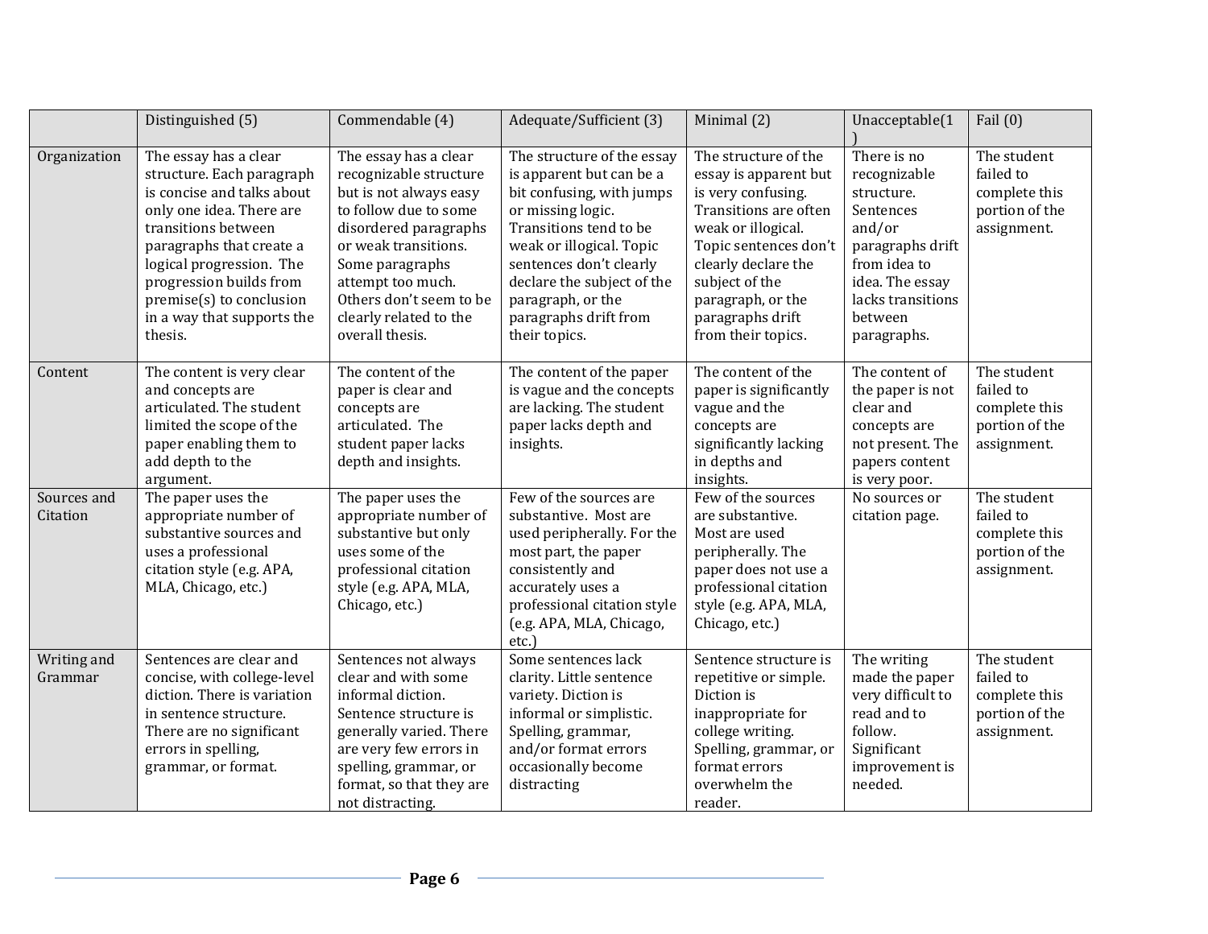| | Distinguished (5) | Commendable (4) | Adequate/Sufficient (3) | Minimal (2) | Unacceptable(1) | Fail (0) |
|---|---|---|---|---|---|---|
| Organization | The essay has a clear structure. Each paragraph is concise and talks about only one idea. There are transitions between paragraphs that create a logical progression. The progression builds from premise(s) to conclusion in a way that supports the thesis. | The essay has a clear recognizable structure but is not always easy to follow due to some disordered paragraphs or weak transitions. Some paragraphs attempt too much. Others don't seem to be clearly related to the overall thesis. | The structure of the essay is apparent but can be a bit confusing, with jumps or missing logic. Transitions tend to be weak or illogical. Topic sentences don't clearly declare the subject of the paragraph, or the paragraphs drift from their topics. | The structure of the essay is apparent but is very confusing. Transitions are often weak or illogical. Topic sentences don't clearly declare the subject of the paragraph, or the paragraphs drift from their topics. | There is no recognizable structure. Sentences and/or paragraphs drift from idea to idea. The essay lacks transitions between paragraphs. | The student failed to complete this portion of the assignment. |
| Content | The content is very clear and concepts are articulated. The student limited the scope of the paper enabling them to add depth to the argument. | The content of the paper is clear and concepts are articulated. The student paper lacks depth and insights. | The content of the paper is vague and the concepts are lacking. The student paper lacks depth and insights. | The content of the paper is significantly vague and the concepts are significantly lacking in depths and insights. | The content of the paper is not clear and concepts are not present. The papers content is very poor. | The student failed to complete this portion of the assignment. |
| Sources and Citation | The paper uses the appropriate number of substantive sources and uses a professional citation style (e.g. APA, MLA, Chicago, etc.) | The paper uses the appropriate number of substantive but only uses some of the professional citation style (e.g. APA, MLA, Chicago, etc.) | Few of the sources are substantive. Most are used peripherally. For the most part, the paper consistently and accurately uses a professional citation style (e.g. APA, MLA, Chicago, etc.) | Few of the sources are substantive. Most are used peripherally. The paper does not use a professional citation style (e.g. APA, MLA, Chicago, etc.) | No sources or citation page. | The student failed to complete this portion of the assignment. |
| Writing and Grammar | Sentences are clear and concise, with college-level diction. There is variation in sentence structure. There are no significant errors in spelling, grammar, or format. | Sentences not always clear and with some informal diction. Sentence structure is generally varied. There are very few errors in spelling, grammar, or format, so that they are not distracting. | Some sentences lack clarity. Little sentence variety. Diction is informal or simplistic. Spelling, grammar, and/or format errors occasionally become distracting | Sentence structure is repetitive or simple. Diction is inappropriate for college writing. Spelling, grammar, or format errors overwhelm the reader. | The writing made the paper very difficult to read and to follow. Significant improvement is needed. | The student failed to complete this portion of the assignment. |